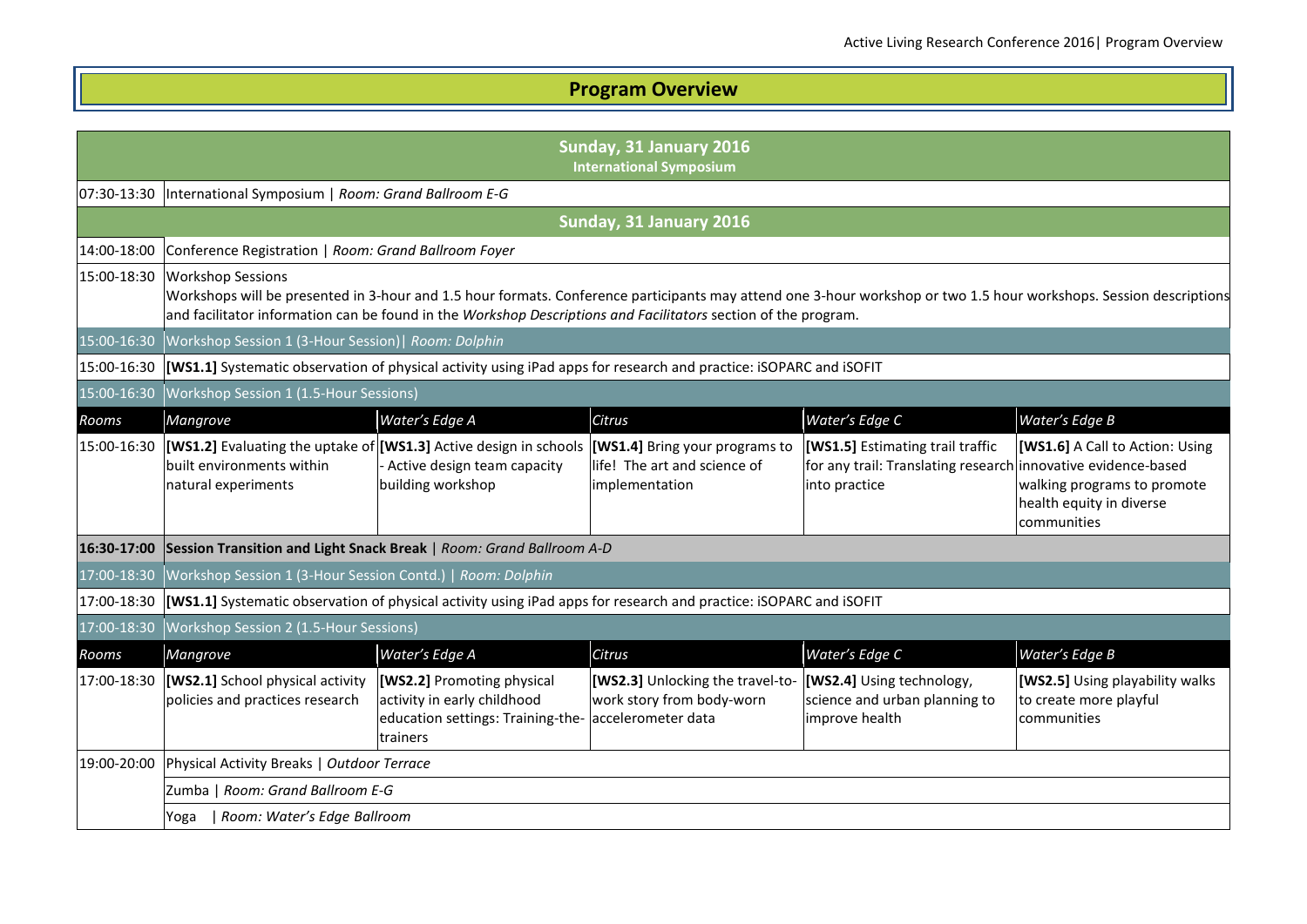# Program Overview

| | Sunday, 31 January 2016 International Symposium | | | | |
|---|---|---|---|---|---|
| 07:30-13:30 | International Symposium \| *Room: Grand Ballroom E-G* | | | | |
| | **Sunday, 31 January 2016** | | | | |
| 14:00-18:00 | Conference Registration \| *Room: Grand Ballroom Foyer* | | | | |
| 15:00-18:30 | Workshop Sessions<br>Workshops will be presented in 3-hour and 1.5 hour formats. Conference participants may attend one 3-hour workshop or two 1.5 hour workshops. Session descriptions and facilitator information can be found in the *Workshop Descriptions and Facilitators* section of the program. | | | | |
| 15:00-16:30 | Workshop Session 1 (3-Hour Session)\| *Room: Dolphin* | | | | |
| 15:00-16:30 | **[WS1.1]** Systematic observation of physical activity using iPad apps for research and practice: iSOPARC and iSOFIT | | | | |
| 15:00-16:30 | Workshop Session 1 (1.5-Hour Sessions) | | | | |
| *Rooms* | *Mangrove* | *Water's Edge A* | *Citrus* | *Water's Edge C* | *Water's Edge B* |
| 15:00-16:30 | **[WS1.2]** Evaluating the uptake of built environments within natural experiments | **[WS1.3]** Active design in schools - Active design team capacity building workshop | **[WS1.4]** Bring your programs to life! The art and science of implementation | **[WS1.5]** Estimating trail traffic for any trail: Translating research into practice | **[WS1.6]** A Call to Action: Using innovative evidence-based walking programs to promote health equity in diverse communities |
| **16:30-17:00** | **Session Transition and Light Snack Break** \| *Room: Grand Ballroom A-D* | | | | |
| 17:00-18:30 | Workshop Session 1 (3-Hour Session Contd.) \| *Room: Dolphin* | | | | |
| 17:00-18:30 | **[WS1.1]** Systematic observation of physical activity using iPad apps for research and practice: iSOPARC and iSOFIT | | | | |
| 17:00-18:30 | Workshop Session 2 (1.5-Hour Sessions) | | | | |
| *Rooms* | *Mangrove* | *Water's Edge A* | *Citrus* | *Water's Edge C* | *Water's Edge B* |
| 17:00-18:30 | **[WS2.1]** School physical activity policies and practices research | **[WS2.2]** Promoting physical activity in early childhood education settings: Training-the-trainers | **[WS2.3]** Unlocking the travel-to-work story from body-worn accelerometer data | **[WS2.4]** Using technology, science and urban planning to improve health | **[WS2.5]** Using playability walks to create more playful communities |
| 19:00-20:00 | Physical Activity Breaks \| *Outdoor Terrace* | | | | |
| | Zumba \| *Room: Grand Ballroom E-G* | | | | |
| | Yoga \| *Room: Water's Edge Ballroom* | | | | |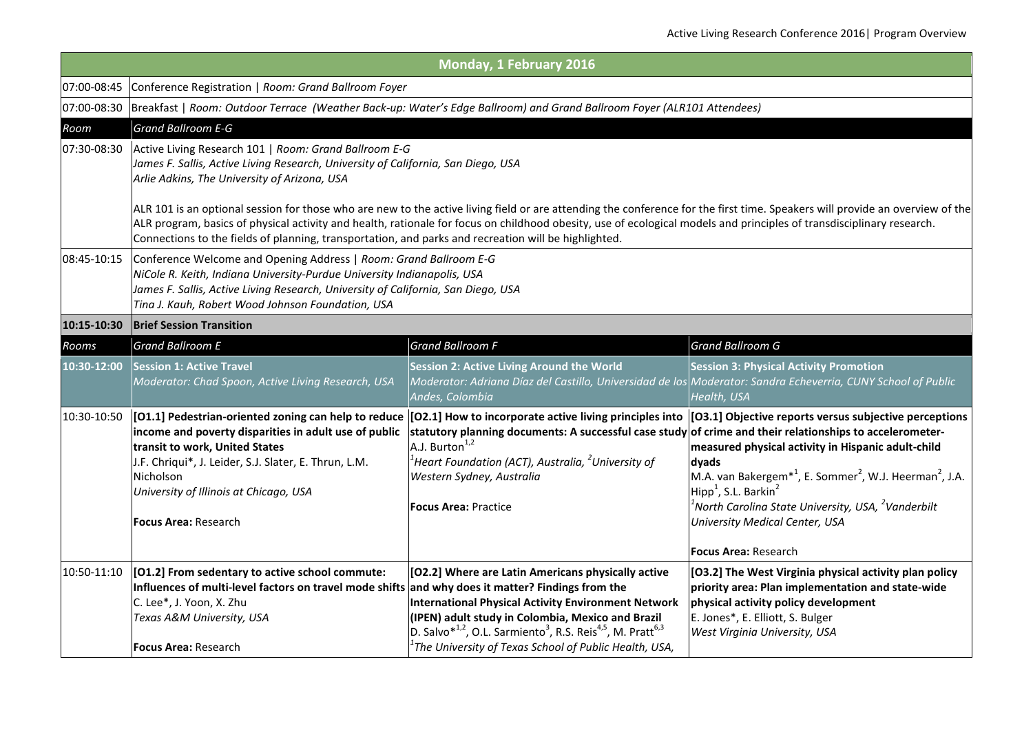## Monday, 1 February 2016

| Time | Event | | |
|---|---|---|---|
| 07:00-08:45 | Conference Registration \| *Room: Grand Ballroom Foyer* | | |
| 07:00-08:30 | Breakfast \| *Room: Outdoor Terrace (Weather Back-up: Water's Edge Ballroom) and Grand Ballroom Foyer (ALR101 Attendees)* | | |
| *Room* | *Grand Ballroom E-G* | | |
| 07:30-08:30 | Active Living Research 101 \| *Room: Grand Ballroom E-G*<br>*James F. Sallis, Active Living Research, University of California, San Diego, USA*<br>*Arlie Adkins, The University of Arizona, USA*<br><br>ALR 101 is an optional session for those who are new to the active living field or are attending the conference for the first time. Speakers will provide an overview of the ALR program, basics of physical activity and health, rationale for focus on childhood obesity, use of ecological models and principles of transdisciplinary research. Connections to the fields of planning, transportation, and parks and recreation will be highlighted. | | |
| 08:45-10:15 | Conference Welcome and Opening Address \| *Room: Grand Ballroom E-G*<br>*NiCole R. Keith, Indiana University-Purdue University Indianapolis, USA*<br>*James F. Sallis, Active Living Research, University of California, San Diego, USA*<br>*Tina J. Kauh, Robert Wood Johnson Foundation, USA* | | |
| **10:15-10:30** | **Brief Session Transition** | | |
| *Rooms* | *Grand Ballroom E* | *Grand Ballroom F* | *Grand Ballroom G* |
| **10:30-12:00** | **Session 1: Active Travel**<br>*Moderator: Chad Spoon, Active Living Research, USA* | **Session 2: Active Living Around the World**<br>*Moderator: Adriana Díaz del Castillo, Universidad de los Andes, Colombia* | **Session 3: Physical Activity Promotion**<br>*Moderator: Sandra Echeverria, CUNY School of Public Health, USA* |
| 10:30-10:50 | **[O1.1] Pedestrian-oriented zoning can help to reduce income and poverty disparities in adult use of public transit to work, United States**<br>J.F. Chriqui*, J. Leider, S.J. Slater, E. Thrun, L.M. Nicholson<br>*University of Illinois at Chicago, USA*<br><br>**Focus Area:** Research | **[O2.1] How to incorporate active living principles into statutory planning documents: A successful case study**<br>A.J. Burton[1,2]<br>[1]*Heart Foundation (ACT), Australia,* [2]*University of Western Sydney, Australia*<br><br>**Focus Area:** Practice | **[O3.1] Objective reports versus subjective perceptions of crime and their relationships to accelerometer-measured physical activity in Hispanic adult-child dyads**<br>M.A. van Bakergem*[1], E. Sommer[2], W.J. Heerman[2], J.A. Hipp[1], S.L. Barkin[2]<br>[1]*North Carolina State University, USA,* [2]*Vanderbilt University Medical Center, USA*<br><br>**Focus Area:** Research |
| 10:50-11:10 | **[O1.2] From sedentary to active school commute: Influences of multi-level factors on travel mode shifts**<br>C. Lee*, J. Yoon, X. Zhu<br>*Texas A&M University, USA*<br><br>**Focus Area:** Research | **[O2.2] Where are Latin Americans physically active and why does it matter? Findings from the International Physical Activity Environment Network (IPEN) adult study in Colombia, Mexico and Brazil**<br>D. Salvo*[1,2], O.L. Sarmiento[3], R.S. Reis[4,5], M. Pratt[6,3]<br>[1]*The University of Texas School of Public Health, USA,* | **[O3.2] The West Virginia physical activity plan policy priority area: Plan implementation and state-wide physical activity policy development**<br>E. Jones*, E. Elliott, S. Bulger<br>*West Virginia University, USA* |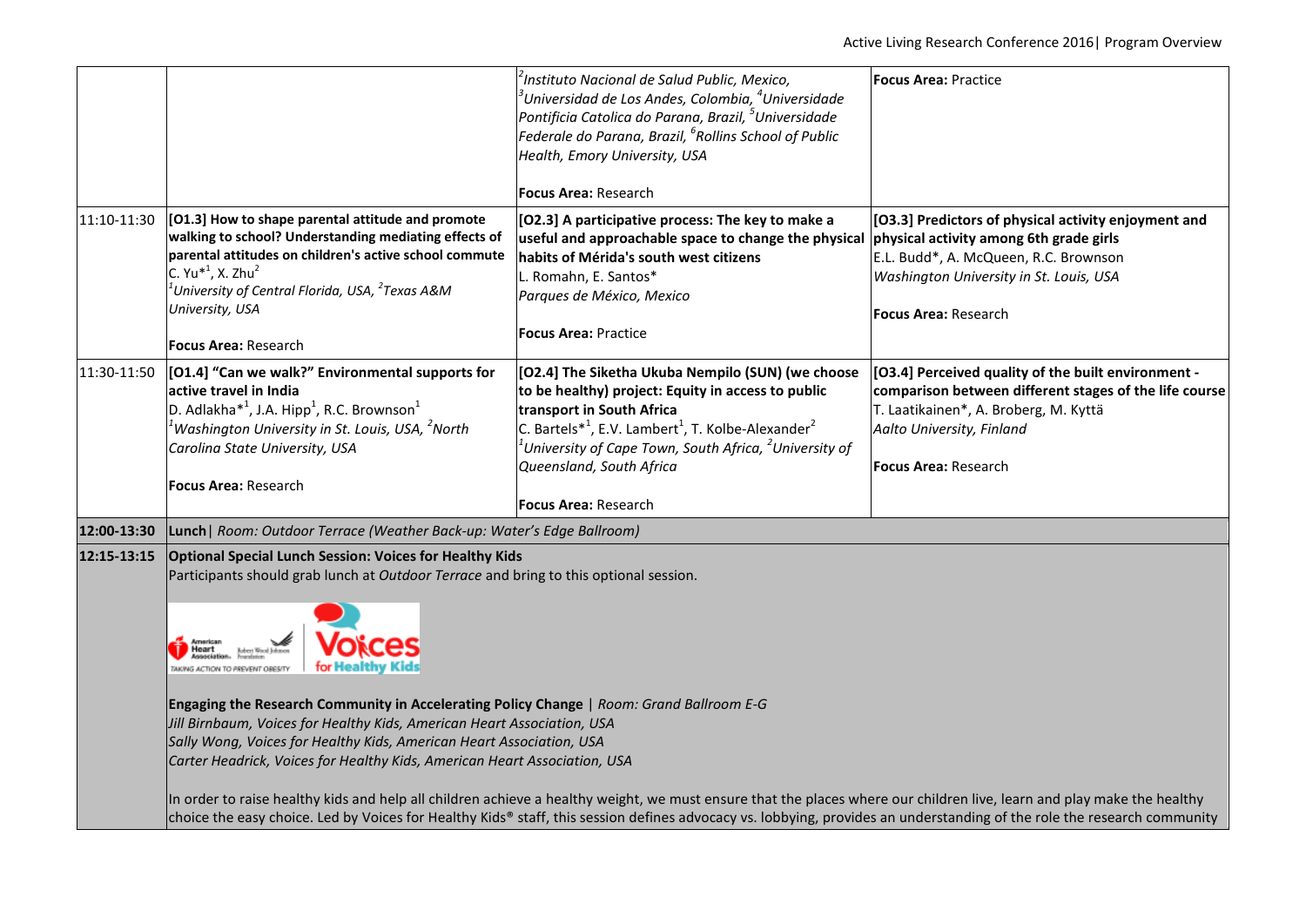| | | | |
|---|---|---|---|
| | | [2]*Instituto Nacional de Salud Public, Mexico,* [3]*Universidad de Los Andes, Colombia,* [4]*Universidade Pontificia Catolica do Parana, Brazil,* [5]*Universidade Federale do Parana, Brazil,* [6]*Rollins School of Public Health, Emory University, USA*<br><br>**Focus Area:** Research | **Focus Area:** Practice |
| 11:10-11:30 | **[O1.3] How to shape parental attitude and promote walking to school? Understanding mediating effects of parental attitudes on children's active school commute**<br>C. Yu*[1], X. Zhu[2]<br>[1]*University of Central Florida, USA,* [2]*Texas A&M University, USA*<br><br>**Focus Area:** Research | **[O2.3] A participative process: The key to make a useful and approachable space to change the physical habits of Mérida's south west citizens**<br>L. Romahn, E. Santos*<br>*Parques de México, Mexico*<br><br>**Focus Area:** Practice | **[O3.3] Predictors of physical activity enjoyment and physical activity among 6th grade girls**<br>E.L. Budd*, A. McQueen, R.C. Brownson<br>*Washington University in St. Louis, USA*<br><br>**Focus Area:** Research |
| 11:30-11:50 | **[O1.4] "Can we walk?" Environmental supports for active travel in India**<br>D. Adlakha*[1], J.A. Hipp[1], R.C. Brownson[1]<br>[1]*Washington University in St. Louis, USA,* [2]*North Carolina State University, USA*<br><br>**Focus Area:** Research | **[O2.4] The Siketha Ukuba Nempilo (SUN) (we choose to be healthy) project: Equity in access to public transport in South Africa**<br>C. Bartels*[1], E.V. Lambert[1], T. Kolbe-Alexander[2]<br>[1]*University of Cape Town, South Africa,* [2]*University of Queensland, South Africa*<br><br>**Focus Area:** Research | **[O3.4] Perceived quality of the built environment - comparison between different stages of the life course**<br>T. Laatikainen*, A. Broberg, M. Kyttä<br>*Aalto University, Finland*<br><br>**Focus Area:** Research |
| **12:00-13:30** | **Lunch** \| *Room: Outdoor Terrace (Weather Back-up: Water's Edge Ballroom)* | | |
| **12:15-13:15** | **Optional Special Lunch Session: Voices for Healthy Kids**<br>Participants should grab lunch at *Outdoor Terrace* and bring to this optional session.<br><br>**Engaging the Research Community in Accelerating Policy Change** \| *Room: Grand Ballroom E-G*<br>*Jill Birnbaum, Voices for Healthy Kids, American Heart Association, USA*<br>*Sally Wong, Voices for Healthy Kids, American Heart Association, USA*<br>*Carter Headrick, Voices for Healthy Kids, American Heart Association, USA*<br><br>In order to raise healthy kids and help all children achieve a healthy weight, we must ensure that the places where our children live, learn and play make the healthy choice the easy choice. Led by Voices for Healthy Kids® staff, this session defines advocacy vs. lobbying, provides an understanding of the role the research community | | |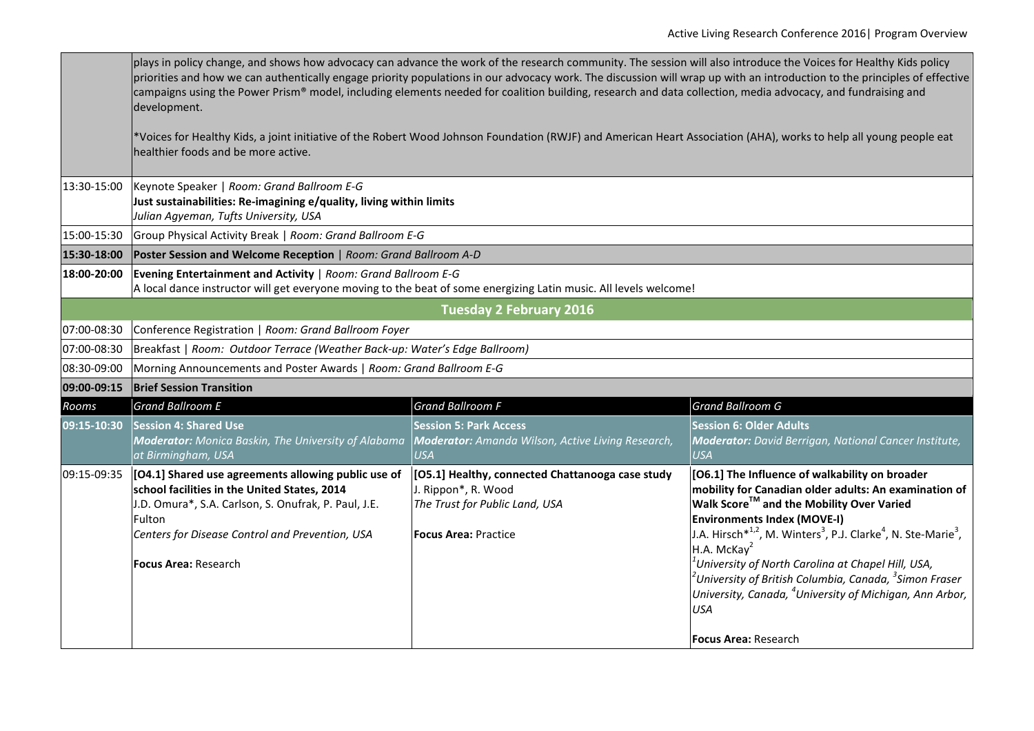| | | | |
|---|---|---|---|
| | plays in policy change, and shows how advocacy can advance the work of the research community. The session will also introduce the Voices for Healthy Kids policy priorities and how we can authentically engage priority populations in our advocacy work. The discussion will wrap up with an introduction to the principles of effective campaigns using the Power Prism® model, including elements needed for coalition building, research and data collection, media advocacy, and fundraising and development.<br><br>*Voices for Healthy Kids, a joint initiative of the Robert Wood Johnson Foundation (RWJF) and American Heart Association (AHA), works to help all young people eat healthier foods and be more active. | | |
| 13:30-15:00 | Keynote Speaker \| *Room: Grand Ballroom E-G*<br>**Just sustainabilities: Re-imagining e/quality, living within limits**<br>*Julian Agyeman, Tufts University, USA* | | |
| 15:00-15:30 | Group Physical Activity Break \| *Room: Grand Ballroom E-G* | | |
| **15:30-18:00** | **Poster Session and Welcome Reception** \| *Room: Grand Ballroom A-D* | | |
| **18:00-20:00** | **Evening Entertainment and Activity** \| *Room: Grand Ballroom E-G*<br>A local dance instructor will get everyone moving to the beat of some energizing Latin music. All levels welcome! | | |
| | **Tuesday 2 February 2016** | | |
| 07:00-08:30 | Conference Registration \| *Room: Grand Ballroom Foyer* | | |
| 07:00-08:30 | Breakfast \| *Room: Outdoor Terrace (Weather Back-up: Water's Edge Ballroom)* | | |
| 08:30-09:00 | Morning Announcements and Poster Awards \| *Room: Grand Ballroom E-G* | | |
| **09:00-09:15** | **Brief Session Transition** | | |
| *Rooms* | *Grand Ballroom E* | *Grand Ballroom F* | *Grand Ballroom G* |
| **09:15-10:30** | **Session 4: Shared Use**<br>***Moderator:*** *Monica Baskin, The University of Alabama at Birmingham, USA* | **Session 5: Park Access**<br>***Moderator:*** *Amanda Wilson, Active Living Research, USA* | **Session 6: Older Adults**<br>***Moderator:*** *David Berrigan, National Cancer Institute, USA* |
| 09:15-09:35 | **[O4.1] Shared use agreements allowing public use of school facilities in the United States, 2014**<br>J.D. Omura*, S.A. Carlson, S. Onufrak, P. Paul, J.E. Fulton<br>*Centers for Disease Control and Prevention, USA*<br><br>**Focus Area:** Research | **[O5.1] Healthy, connected Chattanooga case study**<br>J. Rippon*, R. Wood<br>*The Trust for Public Land, USA*<br><br>**Focus Area:** Practice | **[O6.1] The Influence of walkability on broader mobility for Canadian older adults: An examination of Walk Score™ and the Mobility Over Varied Environments Index (MOVE-I)**<br>J.A. Hirsch*[1,2], M. Winters[3], P.J. Clarke[4], N. Ste-Marie[3], H.A. McKay[2]<br>[1]*University of North Carolina at Chapel Hill, USA,* [2]*University of British Columbia, Canada,* [3]*Simon Fraser University, Canada,* [4]*University of Michigan, Ann Arbor, USA*<br><br>**Focus Area:** Research |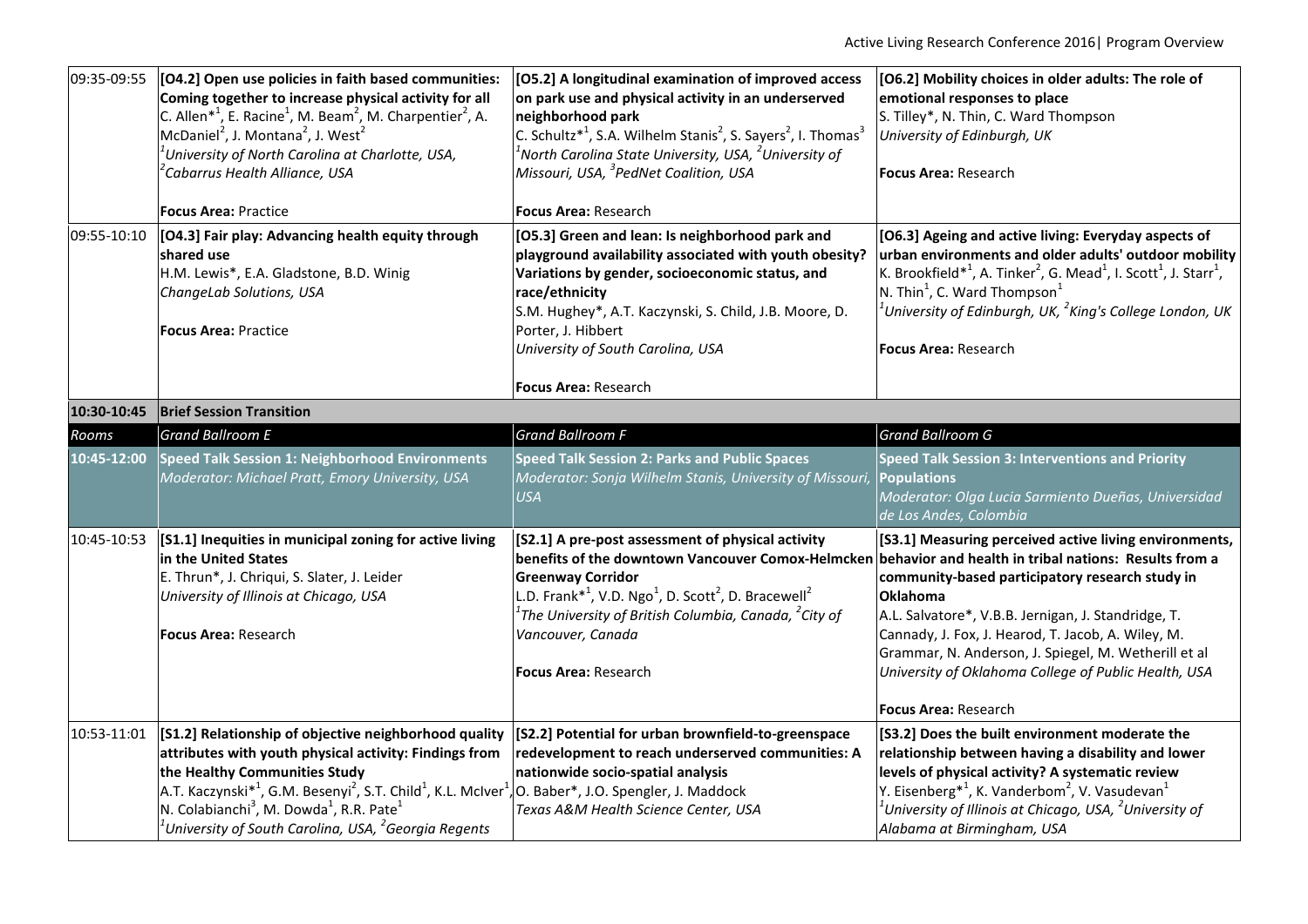| | | | |
|---|---|---|---|
| 09:35-09:55 | **[O4.2] Open use policies in faith based communities: Coming together to increase physical activity for all**<br>C. Allen*[1], E. Racine[1], M. Beam[2], M. Charpentier[2], A. McDaniel[2], J. Montana[2], J. West[2]<br>*[1]University of North Carolina at Charlotte, USA, [2]Cabarrus Health Alliance, USA*<br><br>**Focus Area:** Practice | **[O5.2] A longitudinal examination of improved access on park use and physical activity in an underserved neighborhood park**<br>C. Schultz*[1], S.A. Wilhelm Stanis[2], S. Sayers[2], I. Thomas[3]<br>*[1]North Carolina State University, USA, [2]University of Missouri, USA, [3]PedNet Coalition, USA*<br><br>**Focus Area:** Research | **[O6.2] Mobility choices in older adults: The role of emotional responses to place**<br>S. Tilley*, N. Thin, C. Ward Thompson<br>*University of Edinburgh, UK*<br><br>**Focus Area:** Research |
| 09:55-10:10 | **[O4.3] Fair play: Advancing health equity through shared use**<br>H.M. Lewis*, E.A. Gladstone, B.D. Winig<br>*ChangeLab Solutions, USA*<br><br>**Focus Area:** Practice | **[O5.3] Green and lean: Is neighborhood park and playground availability associated with youth obesity? Variations by gender, socioeconomic status, and race/ethnicity**<br>S.M. Hughey*, A.T. Kaczynski, S. Child, J.B. Moore, D. Porter, J. Hibbert<br>*University of South Carolina, USA*<br><br>**Focus Area:** Research | **[O6.3] Ageing and active living: Everyday aspects of urban environments and older adults' outdoor mobility**<br>K. Brookfield*[1], A. Tinker[2], G. Mead[1], I. Scott[1], J. Starr[1], N. Thin[1], C. Ward Thompson[1]<br>*[1]University of Edinburgh, UK, [2]King's College London, UK*<br><br>**Focus Area:** Research |
| **10:30-10:45** | **Brief Session Transition** | | |
| *Rooms* | *Grand Ballroom E* | *Grand Ballroom F* | *Grand Ballroom G* |
| **10:45-12:00** | **Speed Talk Session 1: Neighborhood Environments**<br>*Moderator: Michael Pratt, Emory University, USA* | **Speed Talk Session 2: Parks and Public Spaces**<br>*Moderator: Sonja Wilhelm Stanis, University of Missouri, USA* | **Speed Talk Session 3: Interventions and Priority Populations**<br>*Moderator: Olga Lucia Sarmiento Dueñas, Universidad de Los Andes, Colombia* |
| 10:45-10:53 | **[S1.1] Inequities in municipal zoning for active living in the United States**<br>E. Thrun*, J. Chriqui, S. Slater, J. Leider<br>*University of Illinois at Chicago, USA*<br><br>**Focus Area:** Research | **[S2.1] A pre-post assessment of physical activity benefits of the downtown Vancouver Comox-Helmcken Greenway Corridor**<br>L.D. Frank*[1], V.D. Ngo[1], D. Scott[2], D. Bracewell[2]<br>*[1]The University of British Columbia, Canada, [2]City of Vancouver, Canada*<br><br>**Focus Area:** Research | **[S3.1] Measuring perceived active living environments, behavior and health in tribal nations: Results from a community-based participatory research study in Oklahoma**<br>A.L. Salvatore*, V.B.B. Jernigan, J. Standridge, T. Cannady, J. Fox, J. Hearod, T. Jacob, A. Wiley, M. Grammar, N. Anderson, J. Spiegel, M. Wetherill et al<br>*University of Oklahoma College of Public Health, USA*<br><br>**Focus Area:** Research |
| 10:53-11:01 | **[S1.2] Relationship of objective neighborhood quality attributes with youth physical activity: Findings from the Healthy Communities Study**<br>A.T. Kaczynski*[1], G.M. Besenyi[2], S.T. Child[1], K.L. McIver[1], N. Colabianchi[3], M. Dowda[1], R.R. Pate[1]<br>*[1]University of South Carolina, USA, [2]Georgia Regents* | **[S2.2] Potential for urban brownfield-to-greenspace redevelopment to reach underserved communities: A nationwide socio-spatial analysis**<br>O. Baber*, J.O. Spengler, J. Maddock<br>*Texas A&M Health Science Center, USA* | **[S3.2] Does the built environment moderate the relationship between having a disability and lower levels of physical activity? A systematic review**<br>Y. Eisenberg*[1], K. Vanderbom[2], V. Vasudevan[1]<br>*[1]University of Illinois at Chicago, USA, [2]University of Alabama at Birmingham, USA* |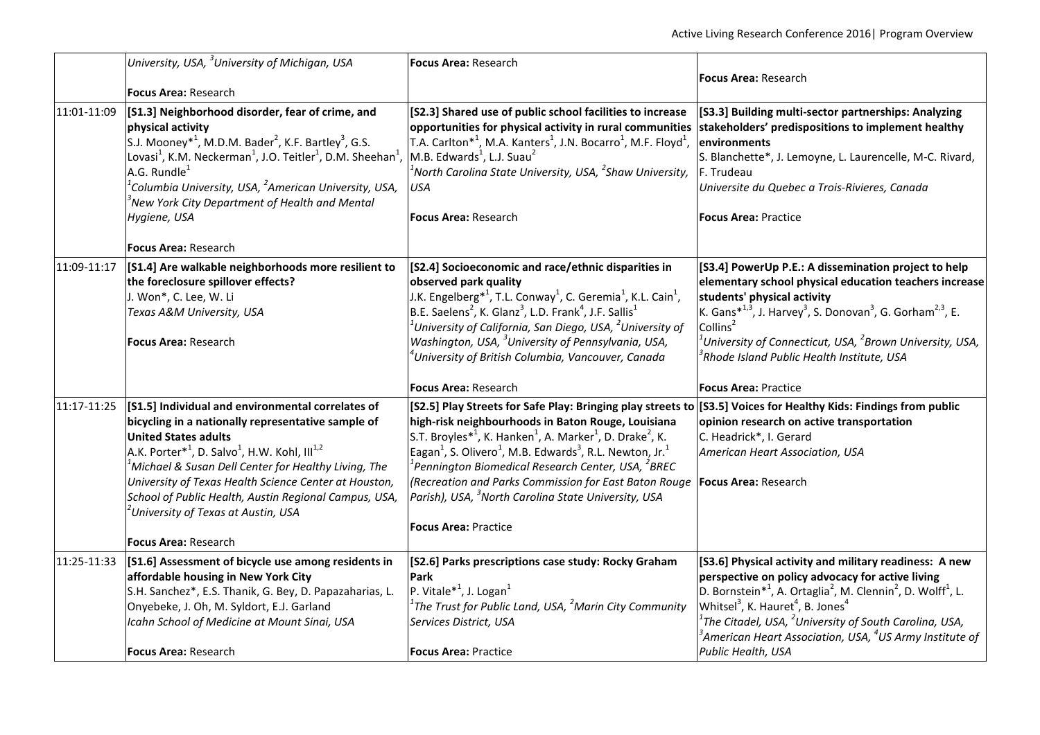| | | | |
|---|---|---|---|
| | *University, USA, [3]University of Michigan, USA*<br><br>**Focus Area:** Research | **Focus Area:** Research | **Focus Area:** Research |
| 11:01-11:09 | **[S1.3] Neighborhood disorder, fear of crime, and physical activity**<br>S.J. Mooney*[1], M.D.M. Bader[2], K.F. Bartley[3], G.S. Lovasi[1], K.M. Neckerman[1], J.O. Teitler[1], D.M. Sheehan[1], A.G. Rundle[1]<br>*[1]Columbia University, USA, [2]American University, USA, [3]New York City Department of Health and Mental Hygiene, USA*<br><br>**Focus Area:** Research | **[S2.3] Shared use of public school facilities to increase opportunities for physical activity in rural communities**<br>T.A. Carlton*[1], M.A. Kanters[1], J.N. Bocarro[1], M.F. Floyd[1], M.B. Edwards[1], L.J. Suau[2]<br>*[1]North Carolina State University, USA, [2]Shaw University, USA*<br><br>**Focus Area:** Research | **[S3.3] Building multi-sector partnerships: Analyzing stakeholders' predispositions to implement healthy environments**<br>S. Blanchette*, J. Lemoyne, L. Laurencelle, M-C. Rivard, F. Trudeau<br>*Universite du Quebec a Trois-Rivieres, Canada*<br><br>**Focus Area:** Practice |
| 11:09-11:17 | **[S1.4] Are walkable neighborhoods more resilient to the foreclosure spillover effects?**<br>J. Won*, C. Lee, W. Li<br>*Texas A&M University, USA*<br><br>**Focus Area:** Research | **[S2.4] Socioeconomic and race/ethnic disparities in observed park quality**<br>J.K. Engelberg*[1], T.L. Conway[1], C. Geremia[1], K.L. Cain[1], B.E. Saelens[2], K. Glanz[3], L.D. Frank[4], J.F. Sallis[1]<br>*[1]University of California, San Diego, USA, [2]University of Washington, USA, [3]University of Pennsylvania, USA, [4]University of British Columbia, Vancouver, Canada*<br><br>**Focus Area:** Research | **[S3.4] PowerUp P.E.: A dissemination project to help elementary school physical education teachers increase students' physical activity**<br>K. Gans*[1,3], J. Harvey[3], S. Donovan[3], G. Gorham[2,3], E. Collins[2]<br>*[1]University of Connecticut, USA, [2]Brown University, USA, [3]Rhode Island Public Health Institute, USA*<br><br>**Focus Area:** Practice |
| 11:17-11:25 | **[S1.5] Individual and environmental correlates of bicycling in a nationally representative sample of United States adults**<br>A.K. Porter*[1], D. Salvo[1], H.W. Kohl, III[1,2]<br>*[1]Michael & Susan Dell Center for Healthy Living, The University of Texas Health Science Center at Houston, School of Public Health, Austin Regional Campus, USA, [2]University of Texas at Austin, USA*<br><br>**Focus Area:** Research | **[S2.5] Play Streets for Safe Play: Bringing play streets to high-risk neighbourhoods in Baton Rouge, Louisiana**<br>S.T. Broyles*[1], K. Hanken[1], A. Marker[1], D. Drake[2], K. Eagan[1], S. Olivero[1], M.B. Edwards[3], R.L. Newton, Jr.[1]<br>*[1]Pennington Biomedical Research Center, USA, [2]BREC (Recreation and Parks Commission for East Baton Rouge Parish), USA, [3]North Carolina State University, USA*<br><br>**Focus Area:** Practice | **[S3.5] Voices for Healthy Kids: Findings from public opinion research on active transportation**<br>C. Headrick*, I. Gerard<br>*American Heart Association, USA*<br><br>**Focus Area:** Research |
| 11:25-11:33 | **[S1.6] Assessment of bicycle use among residents in affordable housing in New York City**<br>S.H. Sanchez*, E.S. Thanik, G. Bey, D. Papazaharias, L. Onyebeke, J. Oh, M. Syldort, E.J. Garland<br>*Icahn School of Medicine at Mount Sinai, USA*<br><br>**Focus Area:** Research | **[S2.6] Parks prescriptions case study: Rocky Graham Park**<br>P. Vitale*[1], J. Logan[1]<br>*[1]The Trust for Public Land, USA, [2]Marin City Community Services District, USA*<br><br>**Focus Area:** Practice | **[S3.6] Physical activity and military readiness: A new perspective on policy advocacy for active living**<br>D. Bornstein*[1], A. Ortaglia[2], M. Clennin[2], D. Wolff[1], L. Whitsel[3], K. Hauret[4], B. Jones[4]<br>*[1]The Citadel, USA, [2]University of South Carolina, USA, [3]American Heart Association, USA, [4]US Army Institute of Public Health, USA* |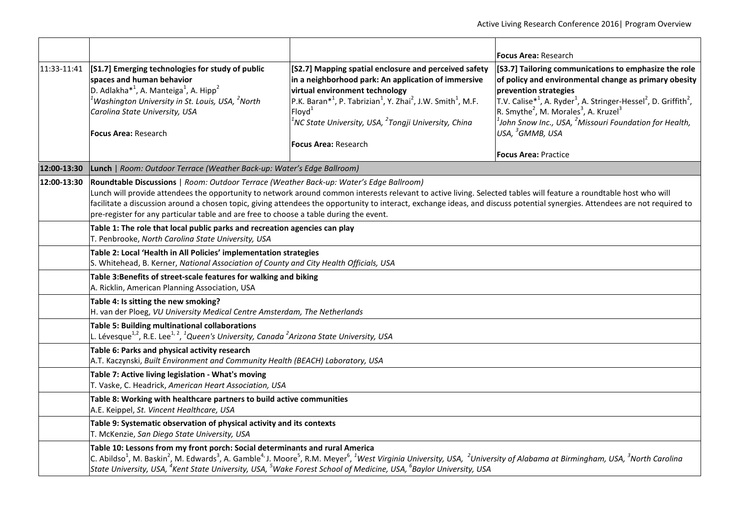| | | | |
|---|---|---|---|
| | | | **Focus Area:** Research |
| 11:33-11:41 | **[S1.7] Emerging technologies for study of public spaces and human behavior**<br>D. Adlakha*[1], A. Manteiga[1], A. Hipp[2]<br>*[1]Washington University in St. Louis, USA, [2]North Carolina State University, USA*<br><br>**Focus Area:** Research | **[S2.7] Mapping spatial enclosure and perceived safety in a neighborhood park: An application of immersive virtual environment technology**<br>P.K. Baran*[1], P. Tabrizian[1], Y. Zhai[2], J.W. Smith[1], M.F. Floyd[1]<br>*[1]NC State University, USA, [2]Tongji University, China*<br><br>**Focus Area:** Research | **[S3.7] Tailoring communications to emphasize the role of policy and environmental change as primary obesity prevention strategies**<br>T.V. Calise*[1], A. Ryder[1], A. Stringer-Hessel[2], D. Griffith[2], R. Smythe[2], M. Morales[3], A. Kruzel[3]<br>*[1]John Snow Inc., USA, [2]Missouri Foundation for Health, USA, [3]GMMB, USA*<br><br>**Focus Area:** Practice |
| **12:00-13:30** | **Lunch** \| *Room: Outdoor Terrace (Weather Back-up: Water's Edge Ballroom)* | | |
| **12:00-13:30** | **Roundtable Discussions** \| *Room: Outdoor Terrace (Weather Back-up: Water's Edge Ballroom)*<br>Lunch will provide attendees the opportunity to network around common interests relevant to active living. Selected tables will feature a roundtable host who will facilitate a discussion around a chosen topic, giving attendees the opportunity to interact, exchange ideas, and discuss potential synergies. Attendees are not required to pre-register for any particular table and are free to choose a table during the event. | | |
| | **Table 1: The role that local public parks and recreation agencies can play**<br>T. Penbrooke, *North Carolina State University, USA* | | |
| | **Table 2: Local 'Health in All Policies' implementation strategies**<br>S. Whitehead, B. Kerner, *National Association of County and City Health Officials, USA* | | |
| | **Table 3:Benefits of street-scale features for walking and biking**<br>A. Ricklin, American Planning Association, USA | | |
| | **Table 4: Is sitting the new smoking?**<br>H. van der Ploeg, *VU University Medical Centre Amsterdam, The Netherlands* | | |
| | **Table 5: Building multinational collaborations**<br>L. Lévesque[1,2], R.E. Lee[1,2], *[1]Queen's University, Canada [2]Arizona State University, USA* | | |
| | **Table 6: Parks and physical activity research**<br>A.T. Kaczynski, *Built Environment and Community Health (BEACH) Laboratory, USA* | | |
| | **Table 7: Active living legislation - What's moving**<br>T. Vaske, C. Headrick, *American Heart Association, USA* | | |
| | **Table 8: Working with healthcare partners to build active communities**<br>A.E. Keippel, *St. Vincent Healthcare, USA* | | |
| | **Table 9: Systematic observation of physical activity and its contexts**<br>T. McKenzie, *San Diego State University, USA* | | |
| | **Table 10: Lessons from my front porch: Social determinants and rural America**<br>C. Abildso[1], M. Baskin[2], M. Edwards[3], A. Gamble[4], J. Moore[5], R.M. Meyer[6], *[1]West Virginia University, USA, [2]University of Alabama at Birmingham, USA, [3]North Carolina State University, USA, [4]Kent State University, USA, [5]Wake Forest School of Medicine, USA, [6]Baylor University, USA* | | |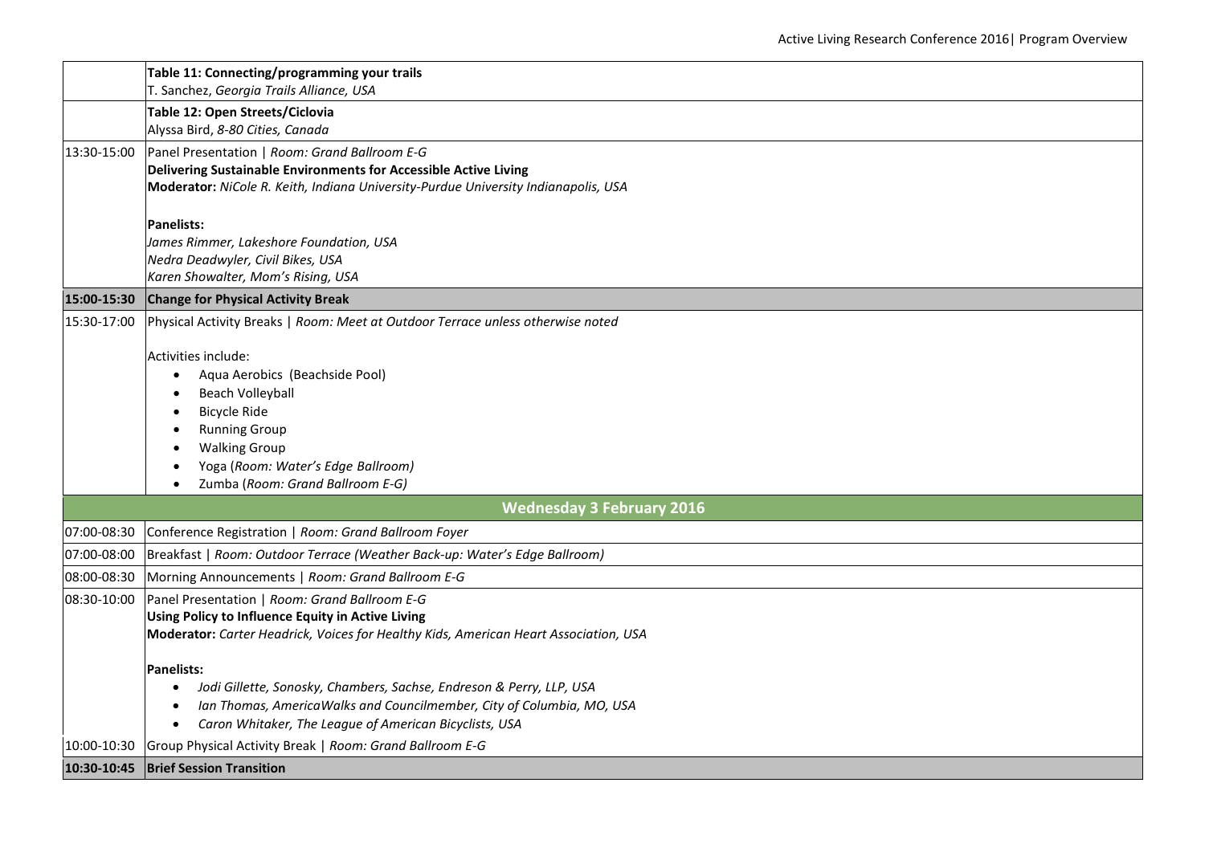| | |
|---|---|
| | **Table 11: Connecting/programming your trails**<br>T. Sanchez, *Georgia Trails Alliance, USA* |
| | **Table 12: Open Streets/Ciclovia**<br>Alyssa Bird, *8-80 Cities, Canada* |
| 13:30-15:00 | Panel Presentation \| *Room: Grand Ballroom E-G*<br>**Delivering Sustainable Environments for Accessible Active Living**<br>**Moderator:** *NiCole R. Keith, Indiana University-Purdue University Indianapolis, USA*<br><br>**Panelists:**<br>*James Rimmer, Lakeshore Foundation, USA*<br>*Nedra Deadwyler, Civil Bikes, USA*<br>*Karen Showalter, Mom's Rising, USA* |
| **15:00-15:30** | **Change for Physical Activity Break** |
| 15:30-17:00 | Physical Activity Breaks \| *Room: Meet at Outdoor Terrace unless otherwise noted*<br><br>Activities include:<br>• Aqua Aerobics (Beachside Pool)<br>• Beach Volleyball<br>• Bicycle Ride<br>• Running Group<br>• Walking Group<br>• Yoga (*Room: Water's Edge Ballroom)*<br>• Zumba (*Room: Grand Ballroom E-G)* |
| | **Wednesday 3 February 2016** |
| 07:00-08:30 | Conference Registration \| *Room: Grand Ballroom Foyer* |
| 07:00-08:00 | Breakfast \| *Room: Outdoor Terrace (Weather Back-up: Water's Edge Ballroom)* |
| 08:00-08:30 | Morning Announcements \| *Room: Grand Ballroom E-G* |
| 08:30-10:00 | Panel Presentation \| *Room: Grand Ballroom E-G*<br>**Using Policy to Influence Equity in Active Living**<br>**Moderator:** *Carter Headrick, Voices for Healthy Kids, American Heart Association, USA*<br><br>**Panelists:**<br>• *Jodi Gillette, Sonosky, Chambers, Sachse, Endreson & Perry, LLP, USA*<br>• *Ian Thomas, AmericaWalks and Councilmember, City of Columbia, MO, USA*<br>• *Caron Whitaker, The League of American Bicyclists, USA* |
| 10:00-10:30 | Group Physical Activity Break \| *Room: Grand Ballroom E-G* |
| **10:30-10:45** | **Brief Session Transition** |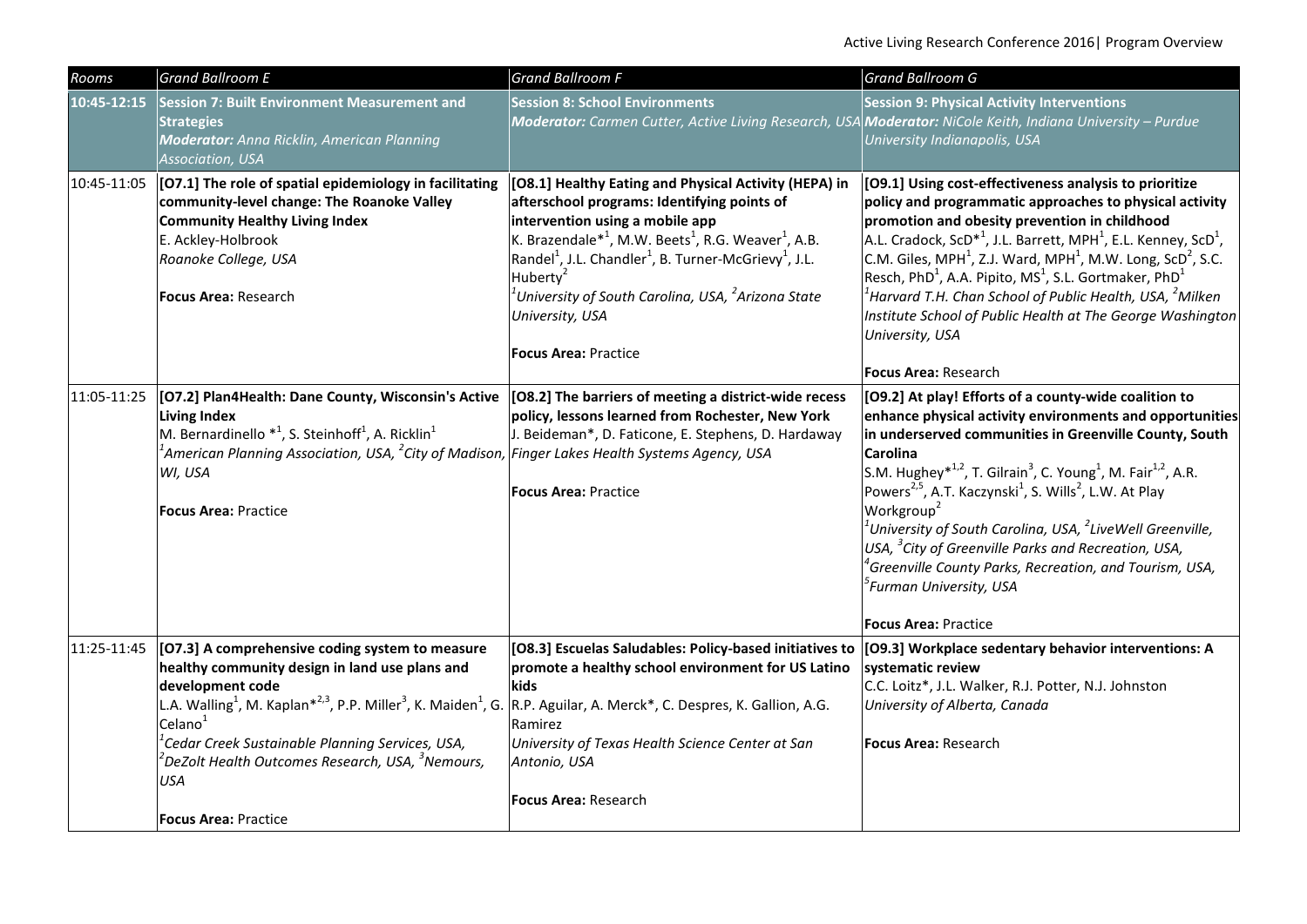| Rooms | Grand Ballroom E | Grand Ballroom F | Grand Ballroom G |
|---|---|---|---|
| **10:45-12:15** | **Session 7: Built Environment Measurement and Strategies** ***Moderator:*** *Anna Ricklin, American Planning Association, USA* | **Session 8: School Environments** ***Moderator:*** *Carmen Cutter, Active Living Research, USA* | **Session 9: Physical Activity Interventions** ***Moderator:*** *NiCole Keith, Indiana University – Purdue University Indianapolis, USA* |
| 10:45-11:05 | **[O7.1] The role of spatial epidemiology in facilitating community-level change: The Roanoke Valley Community Healthy Living Index** E. Ackley-Holbrook *Roanoke College, USA* **Focus Area:** Research | **[O8.1] Healthy Eating and Physical Activity (HEPA) in afterschool programs: Identifying points of intervention using a mobile app** K. Brazendale*[1], M.W. Beets[1], R.G. Weaver[1], A.B. Randel[1], J.L. Chandler[1], B. Turner-McGrievy[1], J.L. Huberty[2] *[1]University of South Carolina, USA, [2]Arizona State University, USA* **Focus Area:** Practice | **[O9.1] Using cost-effectiveness analysis to prioritize policy and programmatic approaches to physical activity promotion and obesity prevention in childhood** A.L. Cradock, ScD*[1], J.L. Barrett, MPH[1], E.L. Kenney, ScD[1], C.M. Giles, MPH[1], Z.J. Ward, MPH[1], M.W. Long, ScD[2], S.C. Resch, PhD[1], A.A. Pipito, MS[1], S.L. Gortmaker, PhD[1] *[1]Harvard T.H. Chan School of Public Health, USA, [2]Milken Institute School of Public Health at The George Washington University, USA* **Focus Area:** Research |
| 11:05-11:25 | **[O7.2] Plan4Health: Dane County, Wisconsin's Active Living Index** M. Bernardinello *[1], S. Steinhoff[1], A. Ricklin[1] *[1]American Planning Association, USA, [2]City of Madison, WI, USA* **Focus Area:** Practice | **[O8.2] The barriers of meeting a district-wide recess policy, lessons learned from Rochester, New York** J. Beideman*, D. Faticone, E. Stephens, D. Hardaway *Finger Lakes Health Systems Agency, USA* **Focus Area:** Practice | **[O9.2] At play! Efforts of a county-wide coalition to enhance physical activity environments and opportunities in underserved communities in Greenville County, South Carolina** S.M. Hughey*[1,2], T. Gilrain[3], C. Young[1], M. Fair[1,2], A.R. Powers[2,5], A.T. Kaczynski[1], S. Wills[2], L.W. At Play Workgroup[2] *[1]University of South Carolina, USA, [2]LiveWell Greenville, USA, [3]City of Greenville Parks and Recreation, USA, [4]Greenville County Parks, Recreation, and Tourism, USA, [5]Furman University, USA* **Focus Area:** Practice |
| 11:25-11:45 | **[O7.3] A comprehensive coding system to measure healthy community design in land use plans and development code** L.A. Walling[1], M. Kaplan*[2,3], P.P. Miller[3], K. Maiden[1], G. Celano[1] *[1]Cedar Creek Sustainable Planning Services, USA, [2]DeZolt Health Outcomes Research, USA, [3]Nemours, USA* **Focus Area:** Practice | **[O8.3] Escuelas Saludables: Policy-based initiatives to promote a healthy school environment for US Latino kids** R.P. Aguilar, A. Merck*, C. Despres, K. Gallion, A.G. Ramirez *University of Texas Health Science Center at San Antonio, USA* **Focus Area:** Research | **[O9.3] Workplace sedentary behavior interventions: A systematic review** C.C. Loitz*, J.L. Walker, R.J. Potter, N.J. Johnston *University of Alberta, Canada* **Focus Area:** Research |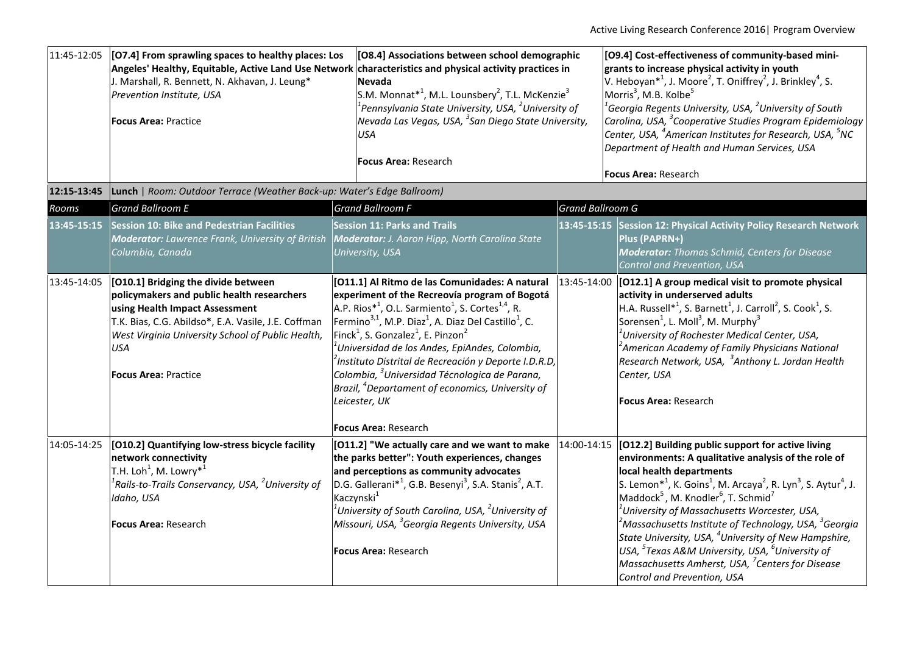| | | | | |
|---|---|---|---|---|
| 11:45-12:05 | **[O7.4] From sprawling spaces to healthy places: Los Angeles' Healthy, Equitable, Active Land Use Network**<br>J. Marshall, R. Bennett, N. Akhavan, J. Leung*<br>*Prevention Institute, USA*<br><br>**Focus Area:** Practice | **[O8.4] Associations between school demographic characteristics and physical activity practices in Nevada**<br>S.M. Monnat*[1], M.L. Lounsbery[2], T.L. McKenzie[3]<br>*[1]Pennsylvania State University, USA, [2]University of Nevada Las Vegas, USA, [3]San Diego State University, USA*<br><br>**Focus Area:** Research | | **[O9.4] Cost-effectiveness of community-based mini-grants to increase physical activity in youth**<br>V. Heboyan*[1], J. Moore[2], T. Oniffrey[2], J. Brinkley[4], S. Morris[3], M.B. Kolbe[5]<br>*[1]Georgia Regents University, USA, [2]University of South Carolina, USA, [3]Cooperative Studies Program Epidemiology Center, USA, [4]American Institutes for Research, USA, [5]NC Department of Health and Human Services, USA*<br><br>**Focus Area:** Research |
| **12:15-13:45** | **Lunch** \| *Room: Outdoor Terrace (Weather Back-up: Water's Edge Ballroom)* | | | |
| *Rooms* | *Grand Ballroom E* | *Grand Ballroom F* | *Grand Ballroom G* | |
| **13:45-15:15** | **Session 10: Bike and Pedestrian Facilities**<br>***Moderator:*** *Lawrence Frank, University of British Columbia, Canada* | **Session 11: Parks and Trails**<br>***Moderator:*** *J. Aaron Hipp, North Carolina State University, USA* | **13:45-15:15** | **Session 12: Physical Activity Policy Research Network Plus (PAPRN+)**<br>***Moderator:*** *Thomas Schmid, Centers for Disease Control and Prevention, USA* |
| 13:45-14:05 | **[O10.1] Bridging the divide between policymakers and public health researchers using Health Impact Assessment**<br>T.K. Bias, C.G. Abildso*, E.A. Vasile, J.E. Coffman<br>*West Virginia University School of Public Health, USA*<br><br>**Focus Area:** Practice | **[O11.1] Al Ritmo de las Comunidades: A natural experiment of the Recreovía program of Bogotá**<br>A.P. Rios*[1], O.L. Sarmiento[1], S. Cortes[1,4], R. Fermino[3,1], M.P. Diaz[1], A. Diaz Del Castillo[1], C. Finck[1], S. Gonzalez[1], E. Pinzon[2]<br>*[1]Universidad de los Andes, EpiAndes, Colombia, [2]Instituto Distrital de Recreación y Deporte I.D.R.D, Colombia, [3]Universidad Técnologica de Parana, Brazil, [4]Departament of economics, University of Leicester, UK*<br><br>**Focus Area:** Research | 13:45-14:00 | **[O12.1] A group medical visit to promote physical activity in underserved adults**<br>H.A. Russell*[1], S. Barnett[1], J. Carroll[2], S. Cook[1], S. Sorensen[1], L. Moll[3], M. Murphy[3]<br>*[1]University of Rochester Medical Center, USA, [2]American Academy of Family Physicians National Research Network, USA, [3]Anthony L. Jordan Health Center, USA*<br><br>**Focus Area:** Research |
| 14:05-14:25 | **[O10.2] Quantifying low-stress bicycle facility network connectivity**<br>T.H. Loh[1], M. Lowry*[1]<br>*[1]Rails-to-Trails Conservancy, USA, [2]University of Idaho, USA*<br><br>**Focus Area:** Research | **[O11.2] "We actually care and we want to make the parks better": Youth experiences, changes and perceptions as community advocates**<br>D.G. Gallerani*[1], G.B. Besenyi[3], S.A. Stanis[2], A.T. Kaczynski[1]<br>*[1]University of South Carolina, USA, [2]University of Missouri, USA, [3]Georgia Regents University, USA*<br><br>**Focus Area:** Research | 14:00-14:15 | **[O12.2] Building public support for active living environments: A qualitative analysis of the role of local health departments**<br>S. Lemon*[1], K. Goins[1], M. Arcaya[2], R. Lyn[3], S. Aytur[4], J. Maddock[5], M. Knodler[6], T. Schmid[7]<br>*[1]University of Massachusetts Worcester, USA, [2]Massachusetts Institute of Technology, USA, [3]Georgia State University, USA, [4]University of New Hampshire, USA, [5]Texas A&M University, USA, [6]University of Massachusetts Amherst, USA, [7]Centers for Disease Control and Prevention, USA* |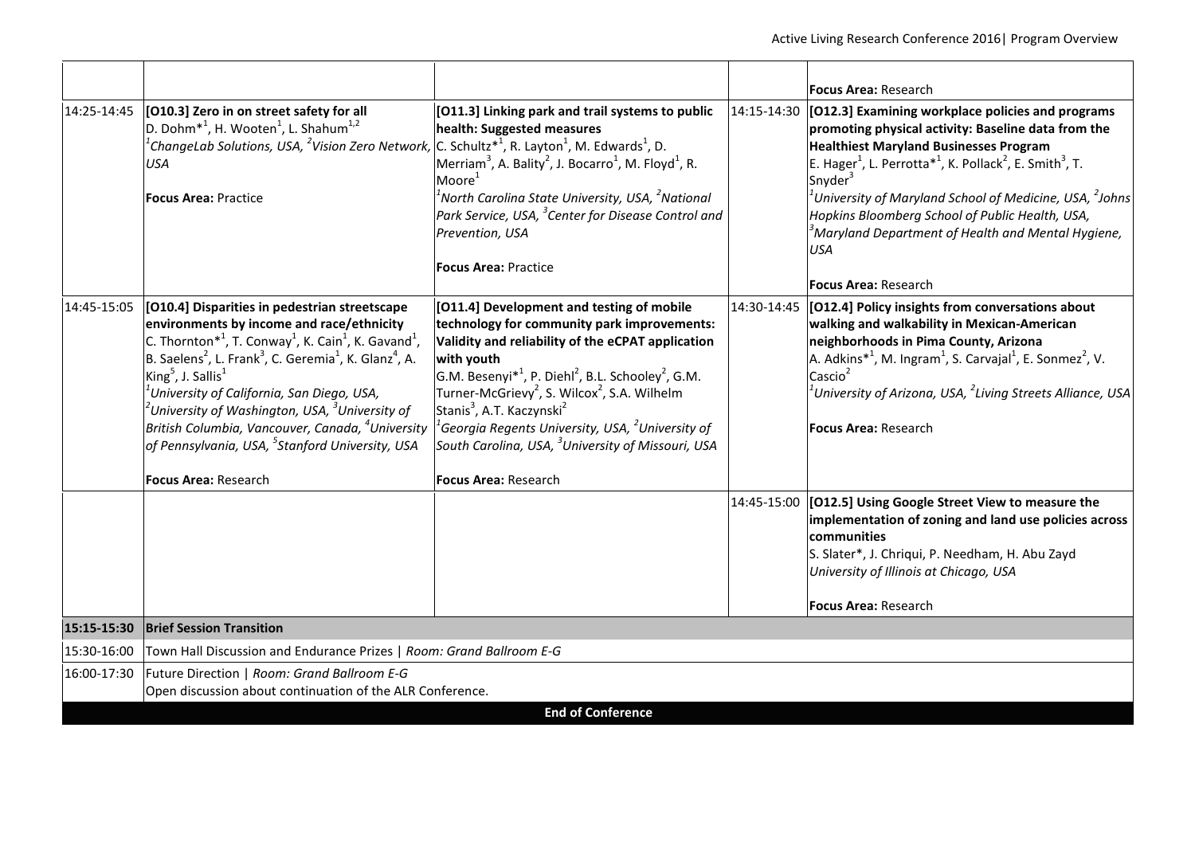| | | | | |
|---|---|---|---|---|
| | | | | **Focus Area:** Research |
| 14:25-14:45 | **[O10.3] Zero in on street safety for all**<br>D. Dohm*[1], H. Wooten[1], L. Shahum[1,2]<br>*[1]ChangeLab Solutions, USA, [2]Vision Zero Network, USA*<br><br>**Focus Area:** Practice | **[O11.3] Linking park and trail systems to public health: Suggested measures**<br>C. Schultz*[1], R. Layton[1], M. Edwards[1], D. Merriam[3], A. Bality[2], J. Bocarro[1], M. Floyd[1], R. Moore[1]<br>*[1]North Carolina State University, USA, [2]National Park Service, USA, [3]Center for Disease Control and Prevention, USA*<br><br>**Focus Area:** Practice | 14:15-14:30 | **[O12.3] Examining workplace policies and programs promoting physical activity: Baseline data from the Healthiest Maryland Businesses Program**<br>E. Hager[1], L. Perrotta*[1], K. Pollack[2], E. Smith[3], T. Snyder[3]<br>*[1]University of Maryland School of Medicine, USA, [2]Johns Hopkins Bloomberg School of Public Health, USA, [3]Maryland Department of Health and Mental Hygiene, USA*<br><br>**Focus Area:** Research |
| 14:45-15:05 | **[O10.4] Disparities in pedestrian streetscape environments by income and race/ethnicity**<br>C. Thornton*[1], T. Conway[1], K. Cain[1], K. Gavand[1], B. Saelens[2], L. Frank[3], C. Geremia[1], K. Glanz[4], A. King[5], J. Sallis[1]<br>*[1]University of California, San Diego, USA, [2]University of Washington, USA, [3]University of British Columbia, Vancouver, Canada, [4]University of Pennsylvania, USA, [5]Stanford University, USA*<br><br>**Focus Area:** Research | **[O11.4] Development and testing of mobile technology for community park improvements: Validity and reliability of the eCPAT application with youth**<br>G.M. Besenyi*[1], P. Diehl[2], B.L. Schooley[2], G.M. Turner-McGrievy[2], S. Wilcox[2], S.A. Wilhelm Stanis[3], A.T. Kaczynski[2]<br>*[1]Georgia Regents University, USA, [2]University of South Carolina, USA, [3]University of Missouri, USA*<br><br>**Focus Area:** Research | 14:30-14:45 | **[O12.4] Policy insights from conversations about walking and walkability in Mexican-American neighborhoods in Pima County, Arizona**<br>A. Adkins*[1], M. Ingram[1], S. Carvajal[1], E. Sonmez[2], V. Cascio[2]<br>*[1]University of Arizona, USA, [2]Living Streets Alliance, USA*<br><br>**Focus Area:** Research |
| | | | 14:45-15:00 | **[O12.5] Using Google Street View to measure the implementation of zoning and land use policies across communities**<br>S. Slater*, J. Chriqui, P. Needham, H. Abu Zayd<br>*University of Illinois at Chicago, USA*<br><br>**Focus Area:** Research |
| **15:15-15:30** | **Brief Session Transition** | | | |
| 15:30-16:00 | Town Hall Discussion and Endurance Prizes \| *Room: Grand Ballroom E-G* | | | |
| 16:00-17:30 | Future Direction \| *Room: Grand Ballroom E-G*<br>Open discussion about continuation of the ALR Conference. | | | |
| | **End of Conference** | | | |